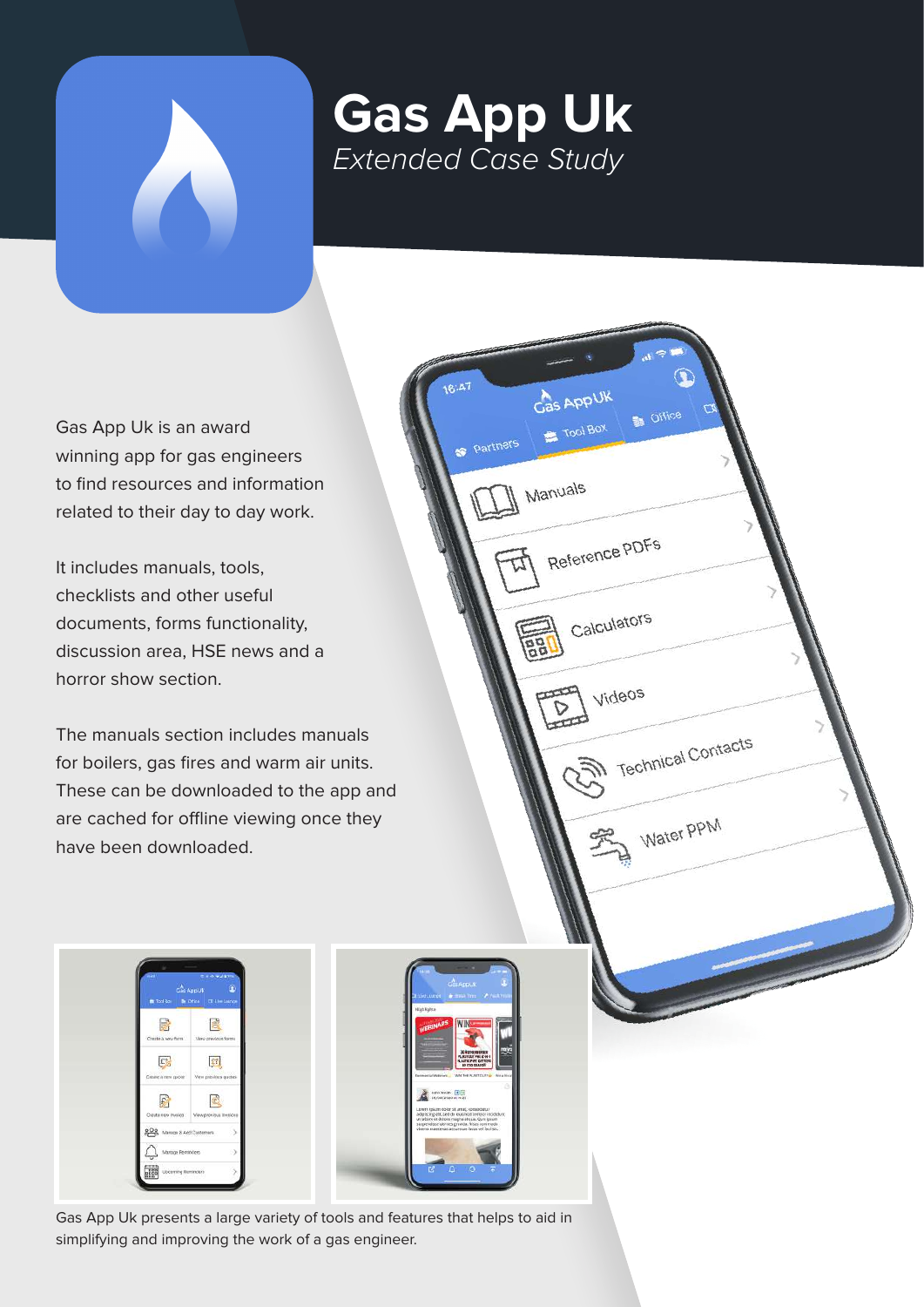# Gas App Uk

*Extended Case Study*

Gas App Uk is an award winning app for gas engineers to find resources and information related to their day to day work.

It includes manuals, tools, checklists and other useful documents, forms functionality, discussion area, HSE news and a horror show section.

The manuals section includes manuals for boilers, gas fires and warm air units. These can be downloaded to the app and are cached for offline viewing once they have been downloaded.

Gas App Uk presents a large variety of tools and features that helps to aid in simplifying and improving the work of a gas engineer.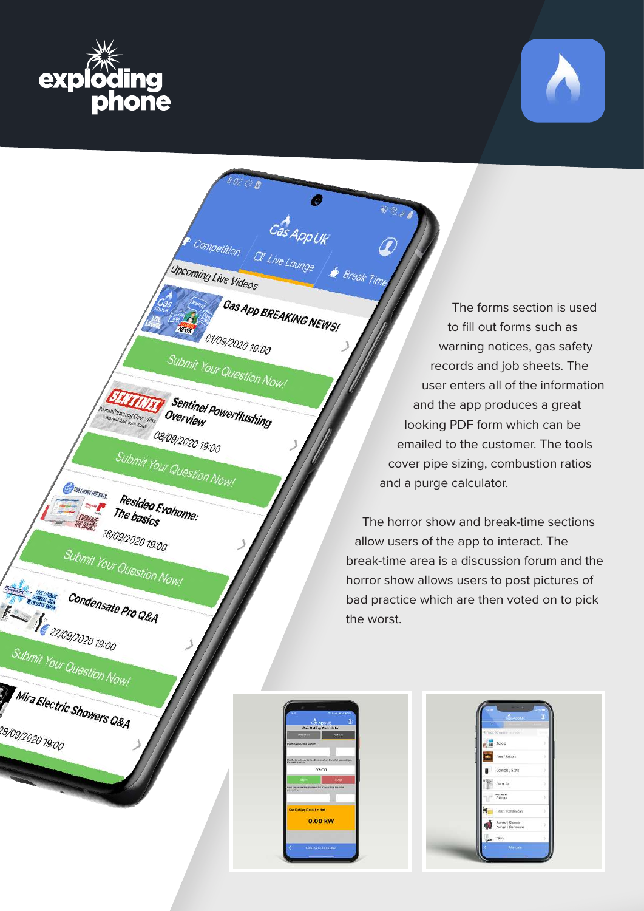The forms section is used to fill out forms such as warning notices, gas safety records and job sheets. The user enters all of the information and the app produces a great looking PDF form which can be emailed to the customer. The tools cover pipe sizing, combustion ratios and a purge calculator.

The horror show and break-time sections allow users of the app to interact. The break-time area is a discussion forum and the horror show allows users to post pictures of bad practice which are then voted on to pick the worst.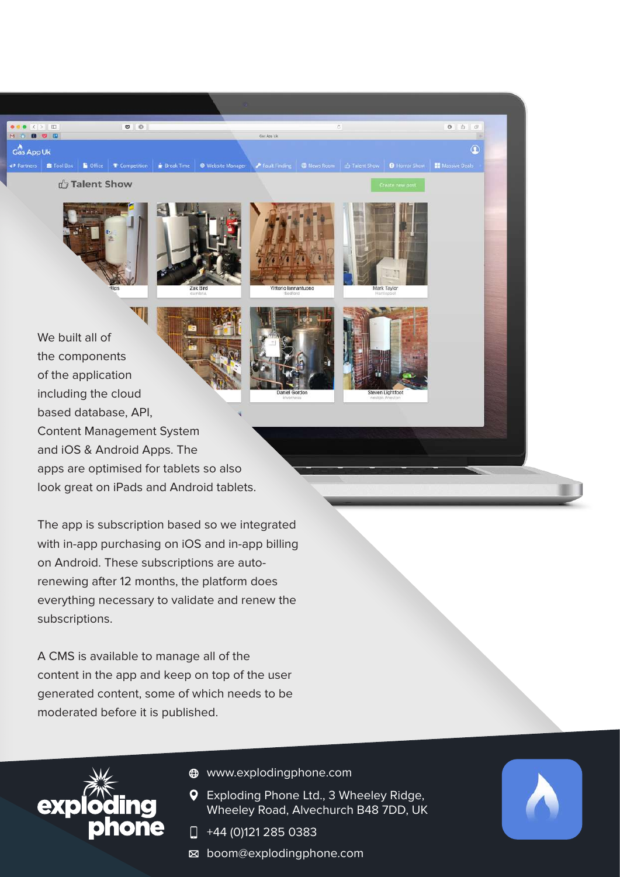We built all of the components of the application including the cloud based database, API, Content Management System and iOS & Android Apps. The apps are optimised for tablets so also look great on iPads and Android tablets.

The app is subscription based so we integrated with in-app purchasing on iOS and in-app billing on Android. These subscriptions are auto-renewing after 12 months, the platform does everything necessary to validate and renew the subscriptions.

A CMS is available to manage all of the content in the app and keep on top of the user generated content, some of which needs to be moderated before it is published.

www.explodingphone.com

Exploding Phone Ltd., 3 Wheeley Ridge, Wheeley Road, Alvechurch B48 7DD, UK

+44 (0)121 285 0383

boom@explodingphone.com